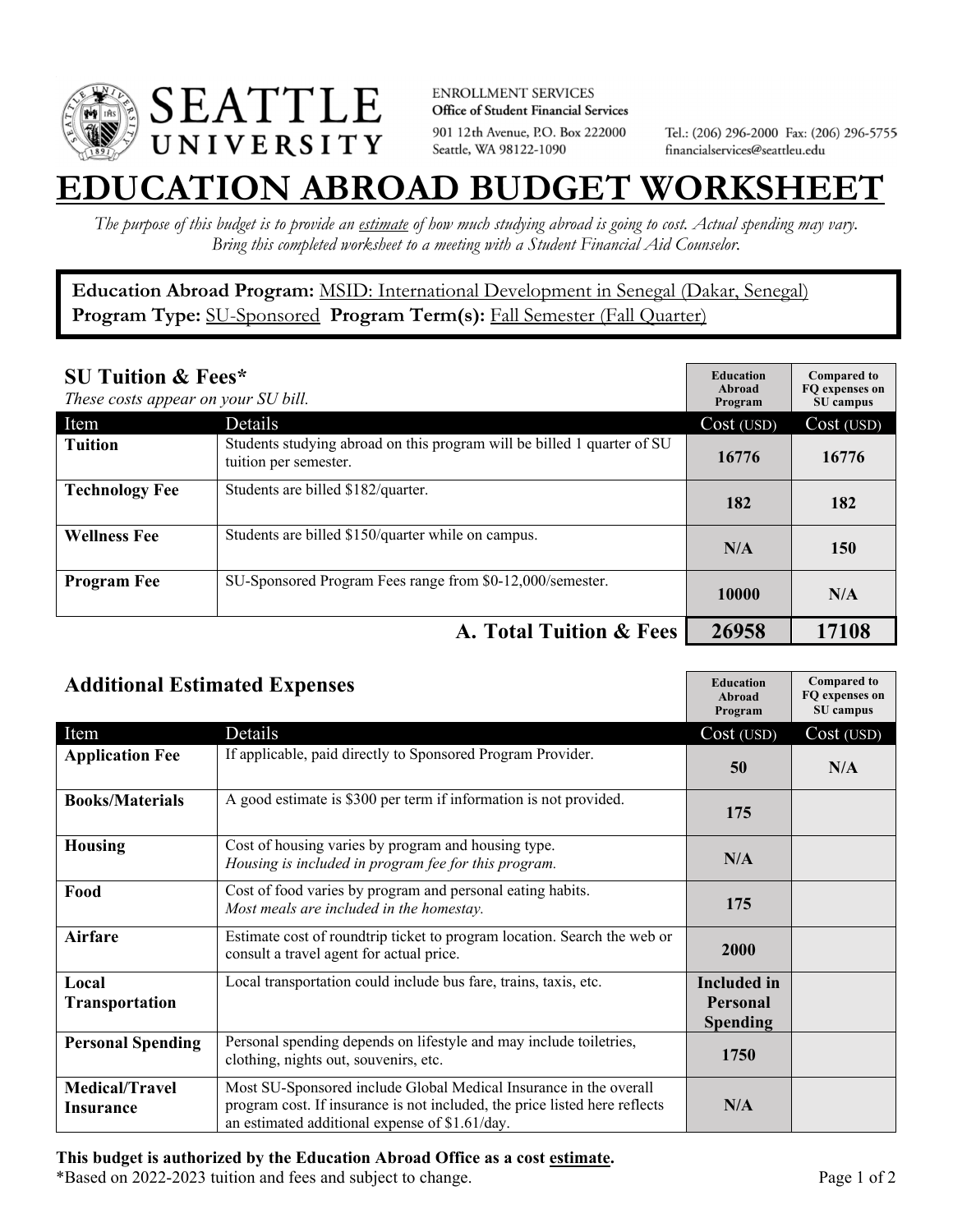SEATTLE UNIVERSITY

ENROLLMENT SERVICES
**Office of Student Financial Services**
901 12th Avenue, P.O. Box 222000
Seattle, WA 98122-1090

Tel.: (206) 296-2000 Fax: (206) 296-5755
financialservices@seattleu.edu

# EDUCATION ABROAD BUDGET WORKSHEET

*The purpose of this budget is to provide an estimate of how much studying abroad is going to cost. Actual spending may vary. Bring this completed worksheet to a meeting with a Student Financial Aid Counselor.*

**Education Abroad Program:** MSID: International Development in Senegal (Dakar, Senegal)
**Program Type:** SU-Sponsored **Program Term(s):** Fall Semester (Fall Quarter)

## SU Tuition & Fees*

*These costs appear on your SU bill.*

| Item | Details | Education Abroad Program Cost (USD) | Compared to FQ expenses on SU campus Cost (USD) |
|---|---|---|---|
| **Tuition** | Students studying abroad on this program will be billed 1 quarter of SU tuition per semester. | 16776 | 16776 |
| **Technology Fee** | Students are billed $182/quarter. | 182 | 182 |
| **Wellness Fee** | Students are billed $150/quarter while on campus. | N/A | 150 |
| **Program Fee** | SU-Sponsored Program Fees range from $0-12,000/semester. | 10000 | N/A |
| | **A. Total Tuition & Fees** | **26958** | **17108** |

## Additional Estimated Expenses

| Item | Details | Education Abroad Program Cost (USD) | Compared to FQ expenses on SU campus Cost (USD) |
|---|---|---|---|
| **Application Fee** | If applicable, paid directly to Sponsored Program Provider. | 50 | N/A |
| **Books/Materials** | A good estimate is $300 per term if information is not provided. | 175 | |
| **Housing** | Cost of housing varies by program and housing type. *Housing is included in program fee for this program.* | N/A | |
| **Food** | Cost of food varies by program and personal eating habits. *Most meals are included in the homestay.* | 175 | |
| **Airfare** | Estimate cost of roundtrip ticket to program location. Search the web or consult a travel agent for actual price. | 2000 | |
| **Local Transportation** | Local transportation could include bus fare, trains, taxis, etc. | **Included in Personal Spending** | |
| **Personal Spending** | Personal spending depends on lifestyle and may include toiletries, clothing, nights out, souvenirs, etc. | 1750 | |
| **Medical/Travel Insurance** | Most SU-Sponsored include Global Medical Insurance in the overall program cost. If insurance is not included, the price listed here reflects an estimated additional expense of $1.61/day. | N/A | |

**This budget is authorized by the Education Abroad Office as a cost estimate.**
*Based on 2022-2023 tuition and fees and subject to change.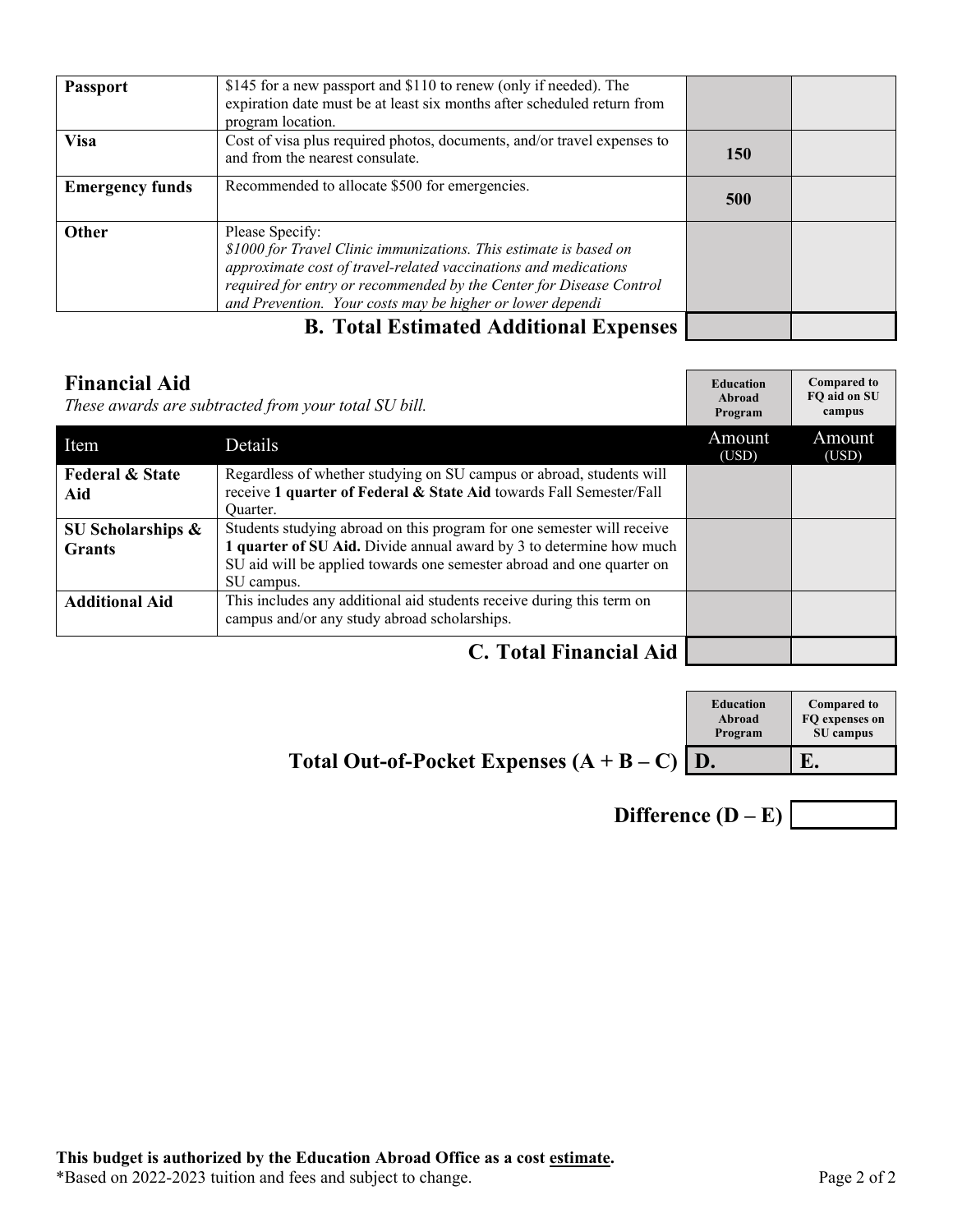| | | | |
|---|---|---|---|
| **Passport** | $145 for a new passport and $110 to renew (only if needed). The expiration date must be at least six months after scheduled return from program location. | | |
| **Visa** | Cost of visa plus required photos, documents, and/or travel expenses to and from the nearest consulate. | **150** | |
| **Emergency funds** | Recommended to allocate $500 for emergencies. | **500** | |
| **Other** | Please Specify: *$1000 for Travel Clinic immunizations. This estimate is based on approximate cost of travel-related vaccinations and medications required for entry or recommended by the Center for Disease Control and Prevention. Your costs may be higher or lower dependi* | | |
| | **B. Total Estimated Additional Expenses** | | |

## Financial Aid

*These awards are subtracted from your total SU bill.*

| | | Education Abroad Program | Compared to FQ aid on SU campus |
|---|---|---|---|
| Item | Details | Amount (USD) | Amount (USD) |
| **Federal & State Aid** | Regardless of whether studying on SU campus or abroad, students will receive **1 quarter of Federal & State Aid** towards Fall Semester/Fall Quarter. | | |
| **SU Scholarships & Grants** | Students studying abroad on this program for one semester will receive **1 quarter of SU Aid.** Divide annual award by 3 to determine how much SU aid will be applied towards one semester abroad and one quarter on SU campus. | | |
| **Additional Aid** | This includes any additional aid students receive during this term on campus and/or any study abroad scholarships. | | |
| | **C. Total Financial Aid** | | |

| | Education Abroad Program | Compared to FQ expenses on SU campus |
|---|---|---|
| **Total Out-of-Pocket Expenses (A + B – C)** | **D.** | **E.** |
| **Difference (D – E)** | | |

**This budget is authorized by the Education Abroad Office as a cost estimate.**

*Based on 2022-2023 tuition and fees and subject to change.